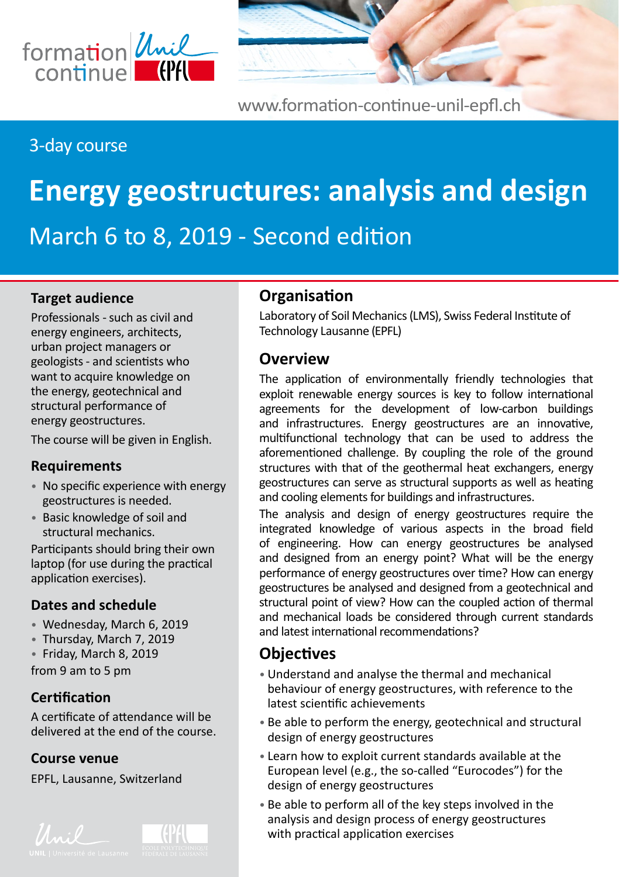formation continue Unil EPFL

www.formation-continue-unil-epfl.ch

3-day course

# Energy geostructures: analysis and design

## March 6 to 8, 2019 - Second edition

### Target audience

Professionals - such as civil and energy engineers, architects, urban project managers or geologists - and scientists who want to acquire knowledge on the energy, geotechnical and structural performance of energy geostructures.

The course will be given in English.

### Requirements

- No specific experience with energy geostructures is needed.
- Basic knowledge of soil and structural mechanics.

Participants should bring their own laptop (for use during the practical application exercises).

### Dates and schedule

- Wednesday, March 6, 2019
- Thursday, March 7, 2019
- Friday, March 8, 2019

from 9 am to 5 pm

### Certification

A certificate of attendance will be delivered at the end of the course.

### Course venue

EPFL, Lausanne, Switzerland

### Organisation

Laboratory of Soil Mechanics (LMS), Swiss Federal Institute of Technology Lausanne (EPFL)

### Overview

The application of environmentally friendly technologies that exploit renewable energy sources is key to follow international agreements for the development of low-carbon buildings and infrastructures. Energy geostructures are an innovative, multifunctional technology that can be used to address the aforementioned challenge. By coupling the role of the ground structures with that of the geothermal heat exchangers, energy geostructures can serve as structural supports as well as heating and cooling elements for buildings and infrastructures.

The analysis and design of energy geostructures require the integrated knowledge of various aspects in the broad field of engineering. How can energy geostructures be analysed and designed from an energy point? What will be the energy performance of energy geostructures over time? How can energy geostructures be analysed and designed from a geotechnical and structural point of view? How can the coupled action of thermal and mechanical loads be considered through current standards and latest international recommendations?

### Objectives

- Understand and analyse the thermal and mechanical behaviour of energy geostructures, with reference to the latest scientific achievements
- Be able to perform the energy, geotechnical and structural design of energy geostructures
- Learn how to exploit current standards available at the European level (e.g., the so-called "Eurocodes") for the design of energy geostructures
- Be able to perform all of the key steps involved in the analysis and design process of energy geostructures with practical application exercises

UNIL | Université de Lausanne

ÉCOLE POLYTECHNIQUE FÉDÉRALE DE LAUSANNE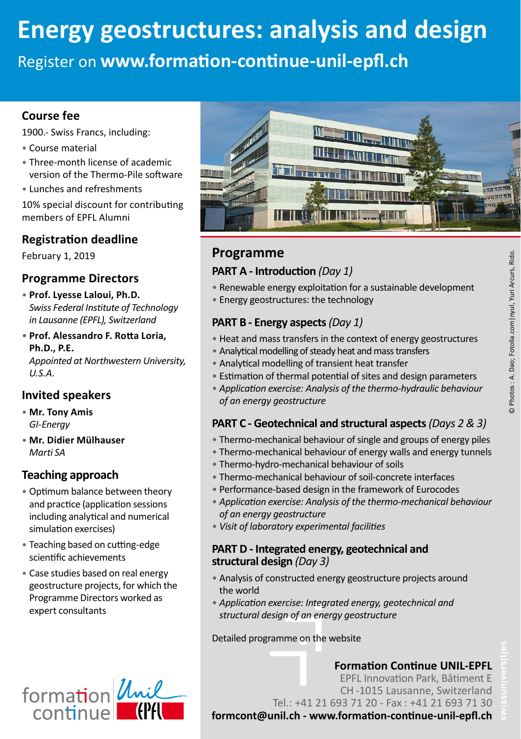# Energy geostructures: analysis and design

Register on **www.formation-continue-unil-epfl.ch**

## Course fee

1900.- Swiss Francs, including:

- Course material
- Three-month license of academic version of the Thermo-Pile software
- Lunches and refreshments

10% special discount for contributing members of EPFL Alumni

## Registration deadline

February 1, 2019

## Programme Directors

- **Prof. Lyesse Laloui, Ph.D.**
  *Swiss Federal Institute of Technology in Lausanne (EPFL), Switzerland*
- **Prof. Alessandro F. Rotta Loria, Ph.D., P.E.**
  *Appointed at Northwestern University, U.S.A.*

## Invited speakers

- **Mr. Tony Amis**
  *GI-Energy*
- **Mr. Didier Mülhauser**
  *Marti SA*

## Teaching approach

- Optimum balance between theory and practice (application sessions including analytical and numerical simulation exercises)
- Teaching based on cutting-edge scientific achievements
- Case studies based on real energy geostructure projects, for which the Programme Directors worked as expert consultants

## Programme

### PART A - Introduction *(Day 1)*

- Renewable energy exploitation for a sustainable development
- Energy geostructures: the technology

### PART B - Energy aspects *(Day 1)*

- Heat and mass transfers in the context of energy geostructures
- Analytical modelling of steady heat and mass transfers
- Analytical modelling of transient heat transfer
- Estimation of thermal potential of sites and design parameters
- *Application exercise: Analysis of the thermo-hydraulic behaviour of an energy geostructure*

### PART C - Geotechnical and structural aspects *(Days 2 & 3)*

- Thermo-mechanical behaviour of single and groups of energy piles
- Thermo-mechanical behaviour of energy walls and energy tunnels
- Thermo-hydro-mechanical behaviour of soils
- Thermo-mechanical behaviour of soil-concrete interfaces
- Performance-based design in the framework of Eurocodes
- *Application exercise: Analysis of the thermo-mechanical behaviour of an energy geostructure*
- *Visit of laboratory experimental facilities*

### PART D - Integrated energy, geotechnical and structural design *(Day 3)*

- Analysis of constructed energy geostructure projects around the world
- *Application exercise: Integrated energy, geotechnical and structural design of an energy geostructure*

Detailed programme on the website

© Photos : A. Dao; Fotolia.com|nyul, Yuri Arcurs, Rido.

**Formation Continue UNIL-EPFL**
EPFL Innovation Park, Bâtiment E
CH -1015 Lausanne, Switzerland
Tel.: +41 21 693 71 20 - Fax : +41 21 693 71 30
**formcont@unil.ch - www.formation-continue-unil-epfl.ch**

formation continue Unil EPFL

swissuniversities